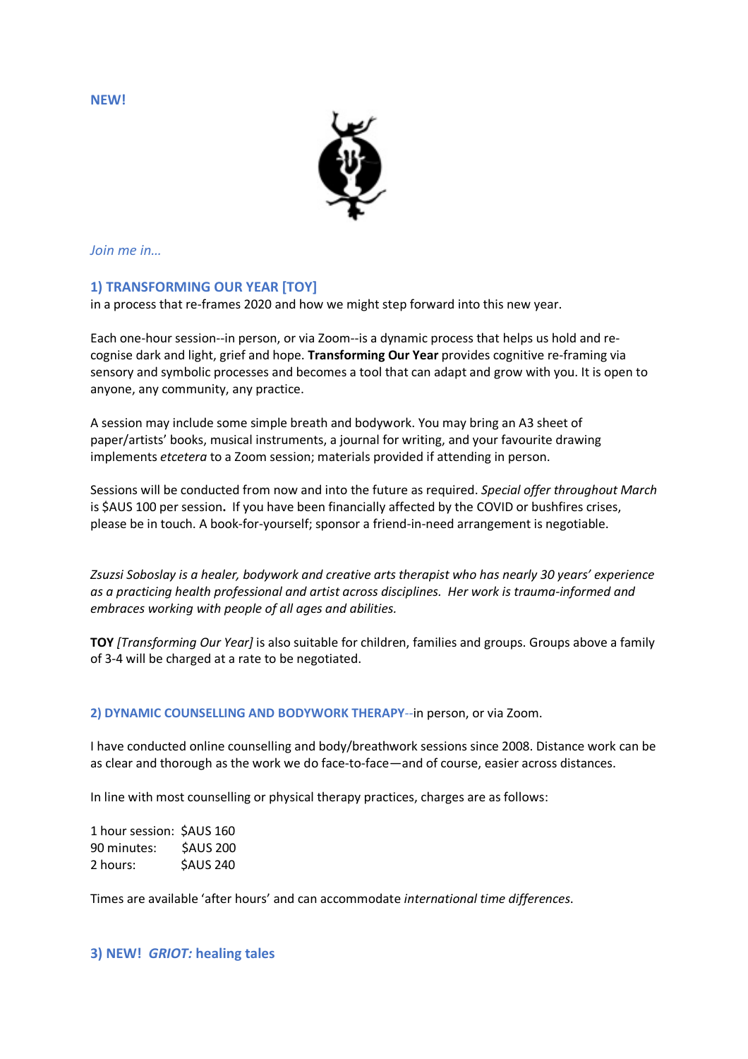**NEW!**

*Join me in…*

## 1) TRANSFORMING OUR YEAR [TOY]

in a process that re-frames 2020 and how we might step forward into this new year.

Each one-hour session--in person, or via Zoom--is a dynamic process that helps us hold and re-cognise dark and light, grief and hope. **Transforming Our Year** provides cognitive re-framing via sensory and symbolic processes and becomes a tool that can adapt and grow with you. It is open to anyone, any community, any practice.

A session may include some simple breath and bodywork. You may bring an A3 sheet of paper/artists' books, musical instruments, a journal for writing, and your favourite drawing implements *etcetera* to a Zoom session; materials provided if attending in person.

Sessions will be conducted from now and into the future as required. *Special offer throughout March* is $AUS 100 per session**.** If you have been financially affected by the COVID or bushfires crises, please be in touch. A book-for-yourself; sponsor a friend-in-need arrangement is negotiable.

*Zsuzsi Soboslay is a healer, bodywork and creative arts therapist who has nearly 30 years' experience as a practicing health professional and artist across disciplines. Her work is trauma-informed and embraces working with people of all ages and abilities.*

**TOY** *[Transforming Our Year]* is also suitable for children, families and groups. Groups above a family of 3-4 will be charged at a rate to be negotiated.

## 2) DYNAMIC COUNSELLING AND BODYWORK THERAPY--in person, or via Zoom.

I have conducted online counselling and body/breathwork sessions since 2008. Distance work can be as clear and thorough as the work we do face-to-face—and of course, easier across distances.

In line with most counselling or physical therapy practices, charges are as follows:

1 hour session: $AUS 160
90 minutes: $AUS 200
2 hours: $AUS 240

Times are available 'after hours' and can accommodate *international time differences*.

## 3) NEW! *GRIOT:* healing tales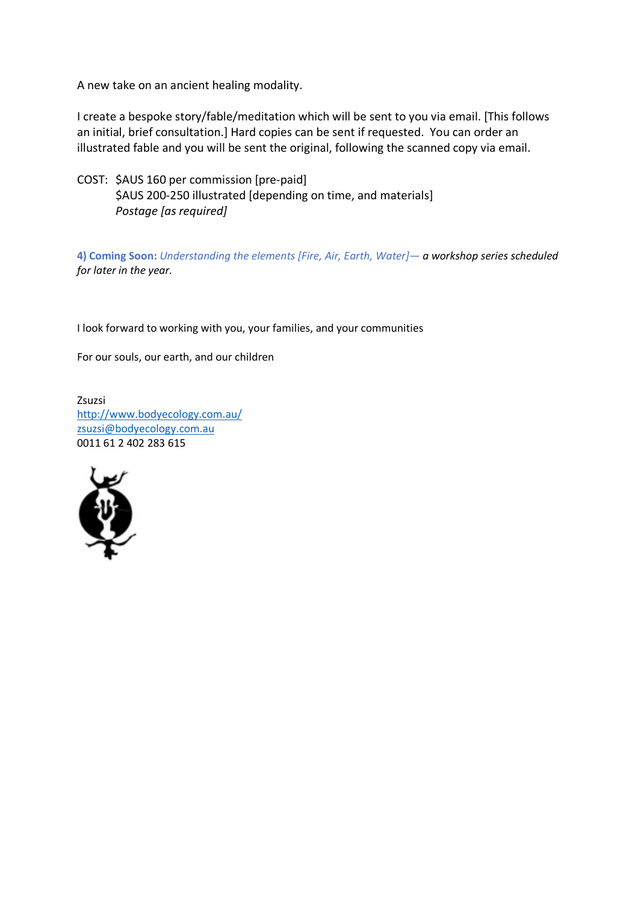A new take on an ancient healing modality.

I create a bespoke story/fable/meditation which will be sent to you via email. [This follows an initial, brief consultation.] Hard copies can be sent if requested. You can order an illustrated fable and you will be sent the original, following the scanned copy via email.

COST: $AUS 160 per commission [pre-paid]
$AUS 200-250 illustrated [depending on time, and materials]
*Postage [as required]*

**4) Coming Soon:** *Understanding the elements [Fire, Air, Earth, Water]— a workshop series scheduled for later in the year.*

I look forward to working with you, your families, and your communities

For our souls, our earth, and our children

Zsuzsi
http://www.bodyecology.com.au/
zsuzsi@bodyecology.com.au
0011 61 2 402 283 615